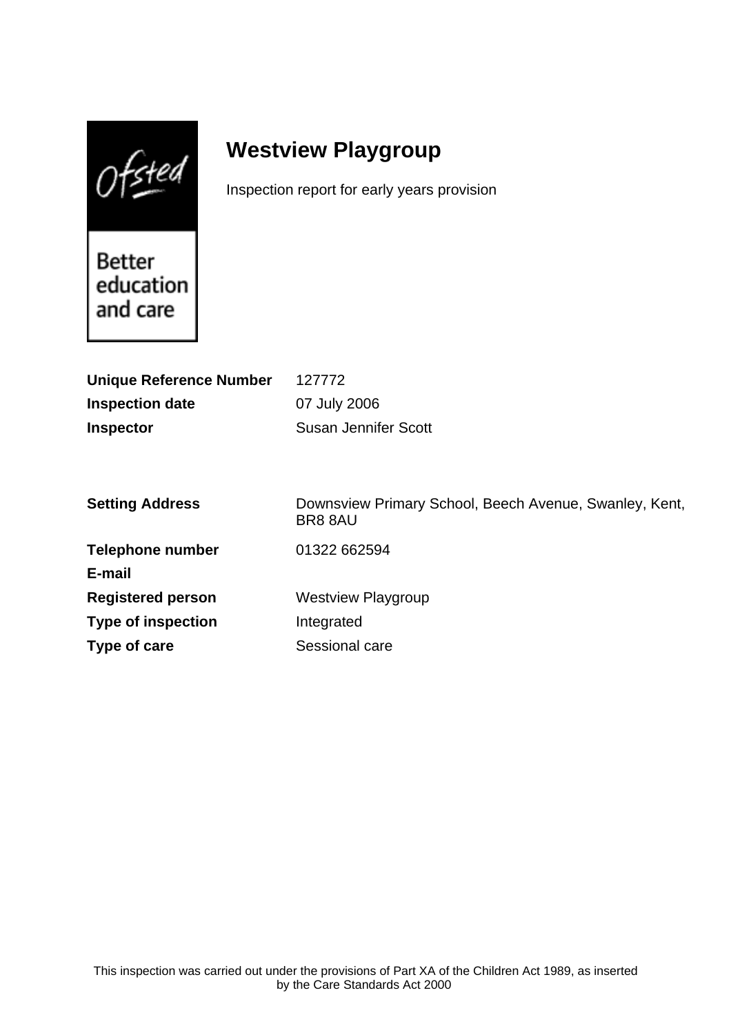Ofsted

Better education and care

# Westview Playgroup

Inspection report for early years provision

**Unique Reference Number** 127772

**Inspection date** 07 July 2006

**Inspector** Susan Jennifer Scott

**Setting Address** Downsview Primary School, Beech Avenue, Swanley, Kent, BR8 8AU

**Telephone number** 01322 662594

**E-mail**

**Registered person** Westview Playgroup

**Type of inspection** Integrated

**Type of care** Sessional care

This inspection was carried out under the provisions of Part XA of the Children Act 1989, as inserted by the Care Standards Act 2000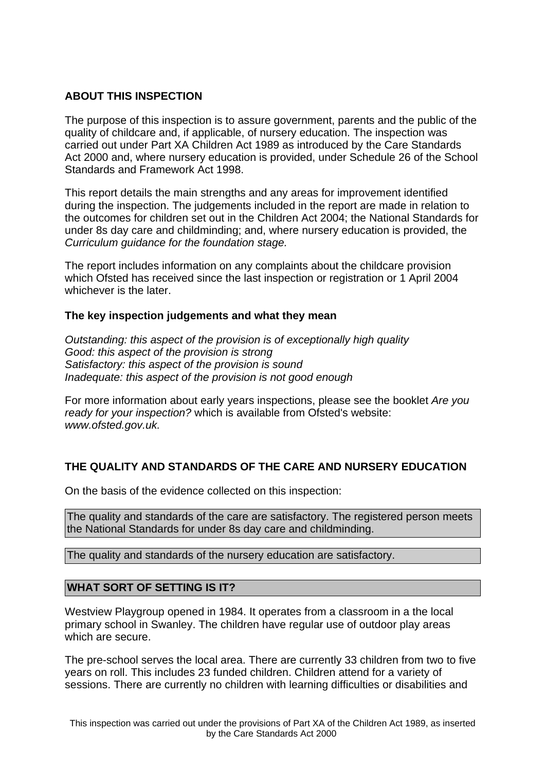## ABOUT THIS INSPECTION

The purpose of this inspection is to assure government, parents and the public of the quality of childcare and, if applicable, of nursery education. The inspection was carried out under Part XA Children Act 1989 as introduced by the Care Standards Act 2000 and, where nursery education is provided, under Schedule 26 of the School Standards and Framework Act 1998.

This report details the main strengths and any areas for improvement identified during the inspection. The judgements included in the report are made in relation to the outcomes for children set out in the Children Act 2004; the National Standards for under 8s day care and childminding; and, where nursery education is provided, the *Curriculum guidance for the foundation stage.*

The report includes information on any complaints about the childcare provision which Ofsted has received since the last inspection or registration or 1 April 2004 whichever is the later.

### The key inspection judgements and what they mean

*Outstanding: this aspect of the provision is of exceptionally high quality*
*Good: this aspect of the provision is strong*
*Satisfactory: this aspect of the provision is sound*
*Inadequate: this aspect of the provision is not good enough*

For more information about early years inspections, please see the booklet *Are you ready for your inspection?* which is available from Ofsted's website: *www.ofsted.gov.uk.*

## THE QUALITY AND STANDARDS OF THE CARE AND NURSERY EDUCATION

On the basis of the evidence collected on this inspection:

The quality and standards of the care are satisfactory. The registered person meets the National Standards for under 8s day care and childminding.

The quality and standards of the nursery education are satisfactory.

## WHAT SORT OF SETTING IS IT?

Westview Playgroup opened in 1984. It operates from a classroom in a the local primary school in Swanley. The children have regular use of outdoor play areas which are secure.

The pre-school serves the local area. There are currently 33 children from two to five years on roll. This includes 23 funded children. Children attend for a variety of sessions. There are currently no children with learning difficulties or disabilities and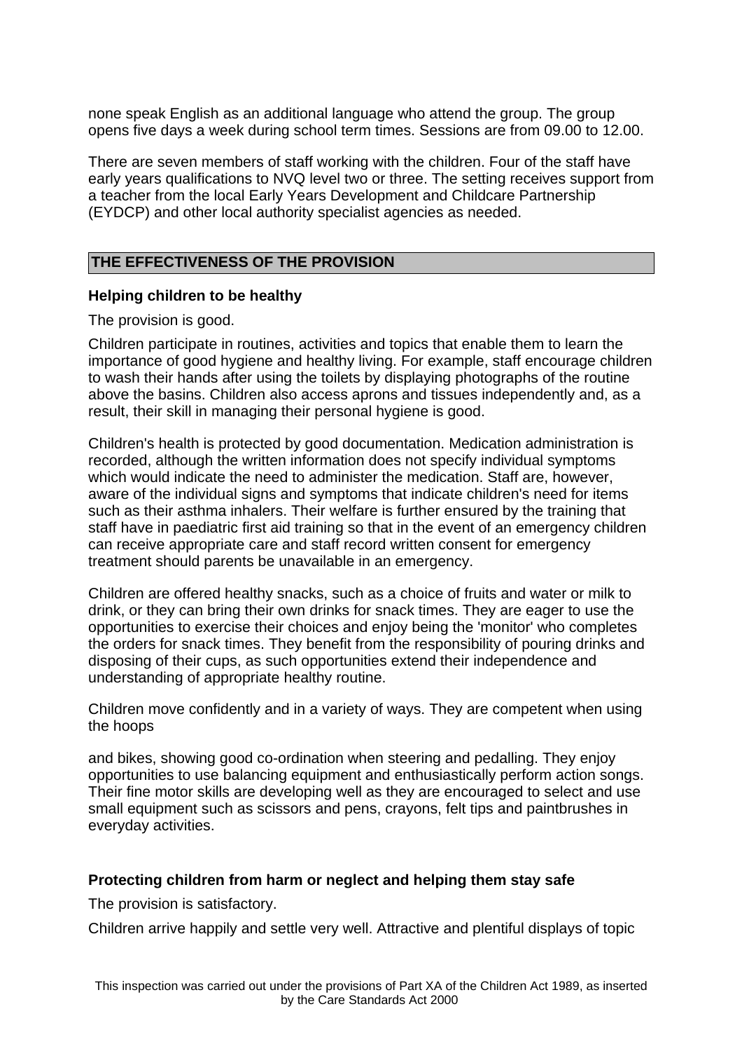none speak English as an additional language who attend the group. The group opens five days a week during school term times. Sessions are from 09.00 to 12.00.

There are seven members of staff working with the children. Four of the staff have early years qualifications to NVQ level two or three. The setting receives support from a teacher from the local Early Years Development and Childcare Partnership (EYDCP) and other local authority specialist agencies as needed.

## THE EFFECTIVENESS OF THE PROVISION

### Helping children to be healthy

The provision is good.

Children participate in routines, activities and topics that enable them to learn the importance of good hygiene and healthy living. For example, staff encourage children to wash their hands after using the toilets by displaying photographs of the routine above the basins. Children also access aprons and tissues independently and, as a result, their skill in managing their personal hygiene is good.

Children's health is protected by good documentation. Medication administration is recorded, although the written information does not specify individual symptoms which would indicate the need to administer the medication. Staff are, however, aware of the individual signs and symptoms that indicate children's need for items such as their asthma inhalers. Their welfare is further ensured by the training that staff have in paediatric first aid training so that in the event of an emergency children can receive appropriate care and staff record written consent for emergency treatment should parents be unavailable in an emergency.

Children are offered healthy snacks, such as a choice of fruits and water or milk to drink, or they can bring their own drinks for snack times. They are eager to use the opportunities to exercise their choices and enjoy being the 'monitor' who completes the orders for snack times. They benefit from the responsibility of pouring drinks and disposing of their cups, as such opportunities extend their independence and understanding of appropriate healthy routine.

Children move confidently and in a variety of ways. They are competent when using the hoops and bikes, showing good co-ordination when steering and pedalling. They enjoy opportunities to use balancing equipment and enthusiastically perform action songs. Their fine motor skills are developing well as they are encouraged to select and use small equipment such as scissors and pens, crayons, felt tips and paintbrushes in everyday activities.

### Protecting children from harm or neglect and helping them stay safe

The provision is satisfactory.

Children arrive happily and settle very well. Attractive and plentiful displays of topic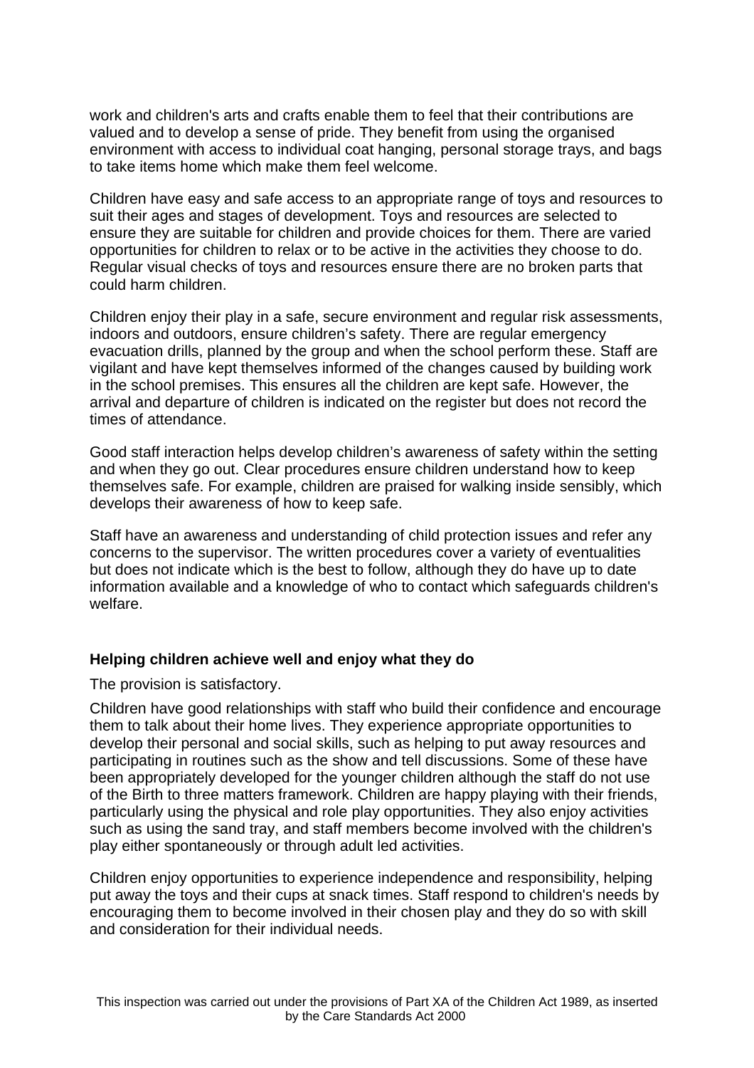work and children's arts and crafts enable them to feel that their contributions are valued and to develop a sense of pride. They benefit from using the organised environment with access to individual coat hanging, personal storage trays, and bags to take items home which make them feel welcome.

Children have easy and safe access to an appropriate range of toys and resources to suit their ages and stages of development. Toys and resources are selected to ensure they are suitable for children and provide choices for them. There are varied opportunities for children to relax or to be active in the activities they choose to do. Regular visual checks of toys and resources ensure there are no broken parts that could harm children.

Children enjoy their play in a safe, secure environment and regular risk assessments, indoors and outdoors, ensure children's safety. There are regular emergency evacuation drills, planned by the group and when the school perform these. Staff are vigilant and have kept themselves informed of the changes caused by building work in the school premises. This ensures all the children are kept safe. However, the arrival and departure of children is indicated on the register but does not record the times of attendance.

Good staff interaction helps develop children's awareness of safety within the setting and when they go out. Clear procedures ensure children understand how to keep themselves safe. For example, children are praised for walking inside sensibly, which develops their awareness of how to keep safe.

Staff have an awareness and understanding of child protection issues and refer any concerns to the supervisor. The written procedures cover a variety of eventualities but does not indicate which is the best to follow, although they do have up to date information available and a knowledge of who to contact which safeguards children's welfare.

**Helping children achieve well and enjoy what they do**

The provision is satisfactory.

Children have good relationships with staff who build their confidence and encourage them to talk about their home lives. They experience appropriate opportunities to develop their personal and social skills, such as helping to put away resources and participating in routines such as the show and tell discussions. Some of these have been appropriately developed for the younger children although the staff do not use of the Birth to three matters framework. Children are happy playing with their friends, particularly using the physical and role play opportunities. They also enjoy activities such as using the sand tray, and staff members become involved with the children's play either spontaneously or through adult led activities.

Children enjoy opportunities to experience independence and responsibility, helping put away the toys and their cups at snack times. Staff respond to children's needs by encouraging them to become involved in their chosen play and they do so with skill and consideration for their individual needs.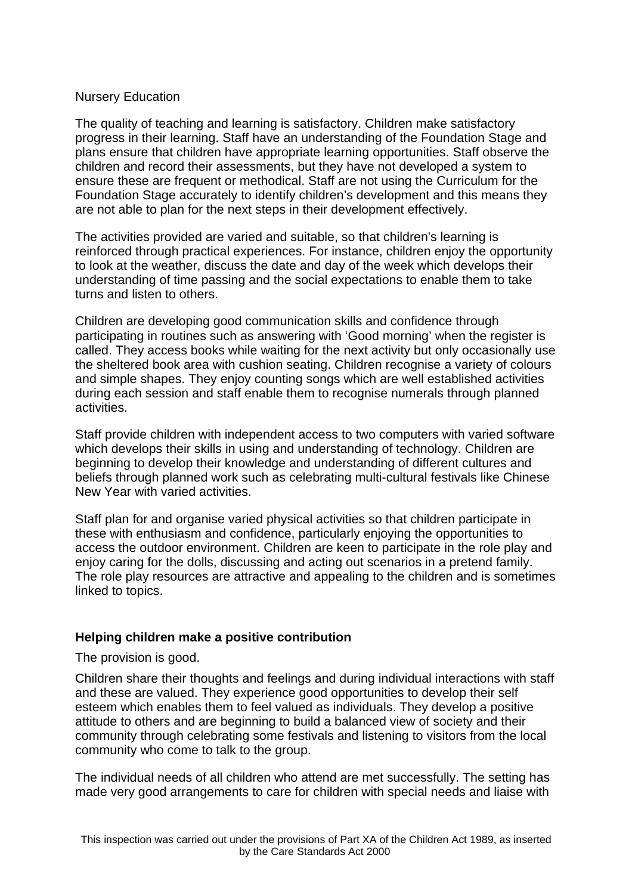Nursery Education

The quality of teaching and learning is satisfactory. Children make satisfactory progress in their learning. Staff have an understanding of the Foundation Stage and plans ensure that children have appropriate learning opportunities. Staff observe the children and record their assessments, but they have not developed a system to ensure these are frequent or methodical. Staff are not using the Curriculum for the Foundation Stage accurately to identify children's development and this means they are not able to plan for the next steps in their development effectively.

The activities provided are varied and suitable, so that children's learning is reinforced through practical experiences. For instance, children enjoy the opportunity to look at the weather, discuss the date and day of the week which develops their understanding of time passing and the social expectations to enable them to take turns and listen to others.

Children are developing good communication skills and confidence through participating in routines such as answering with 'Good morning' when the register is called. They access books while waiting for the next activity but only occasionally use the sheltered book area with cushion seating. Children recognise a variety of colours and simple shapes. They enjoy counting songs which are well established activities during each session and staff enable them to recognise numerals through planned activities.

Staff provide children with independent access to two computers with varied software which develops their skills in using and understanding of technology. Children are beginning to develop their knowledge and understanding of different cultures and beliefs through planned work such as celebrating multi-cultural festivals like Chinese New Year with varied activities.

Staff plan for and organise varied physical activities so that children participate in these with enthusiasm and confidence, particularly enjoying the opportunities to access the outdoor environment. Children are keen to participate in the role play and enjoy caring for the dolls, discussing and acting out scenarios in a pretend family. The role play resources are attractive and appealing to the children and is sometimes linked to topics.

## Helping children make a positive contribution

The provision is good.

Children share their thoughts and feelings and during individual interactions with staff and these are valued. They experience good opportunities to develop their self esteem which enables them to feel valued as individuals. They develop a positive attitude to others and are beginning to build a balanced view of society and their community through celebrating some festivals and listening to visitors from the local community who come to talk to the group.

The individual needs of all children who attend are met successfully. The setting has made very good arrangements to care for children with special needs and liaise with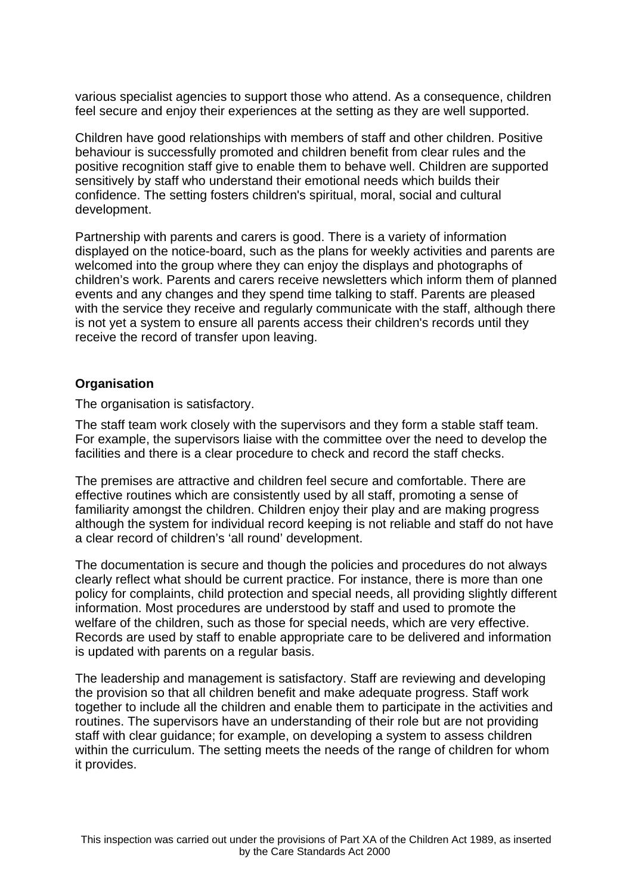various specialist agencies to support those who attend. As a consequence, children feel secure and enjoy their experiences at the setting as they are well supported.

Children have good relationships with members of staff and other children. Positive behaviour is successfully promoted and children benefit from clear rules and the positive recognition staff give to enable them to behave well. Children are supported sensitively by staff who understand their emotional needs which builds their confidence. The setting fosters children's spiritual, moral, social and cultural development.

Partnership with parents and carers is good. There is a variety of information displayed on the notice-board, such as the plans for weekly activities and parents are welcomed into the group where they can enjoy the displays and photographs of children's work. Parents and carers receive newsletters which inform them of planned events and any changes and they spend time talking to staff. Parents are pleased with the service they receive and regularly communicate with the staff, although there is not yet a system to ensure all parents access their children's records until they receive the record of transfer upon leaving.

**Organisation**

The organisation is satisfactory.

The staff team work closely with the supervisors and they form a stable staff team. For example, the supervisors liaise with the committee over the need to develop the facilities and there is a clear procedure to check and record the staff checks.

The premises are attractive and children feel secure and comfortable. There are effective routines which are consistently used by all staff, promoting a sense of familiarity amongst the children. Children enjoy their play and are making progress although the system for individual record keeping is not reliable and staff do not have a clear record of children's 'all round' development.

The documentation is secure and though the policies and procedures do not always clearly reflect what should be current practice. For instance, there is more than one policy for complaints, child protection and special needs, all providing slightly different information. Most procedures are understood by staff and used to promote the welfare of the children, such as those for special needs, which are very effective. Records are used by staff to enable appropriate care to be delivered and information is updated with parents on a regular basis.

The leadership and management is satisfactory. Staff are reviewing and developing the provision so that all children benefit and make adequate progress. Staff work together to include all the children and enable them to participate in the activities and routines. The supervisors have an understanding of their role but are not providing staff with clear guidance; for example, on developing a system to assess children within the curriculum. The setting meets the needs of the range of children for whom it provides.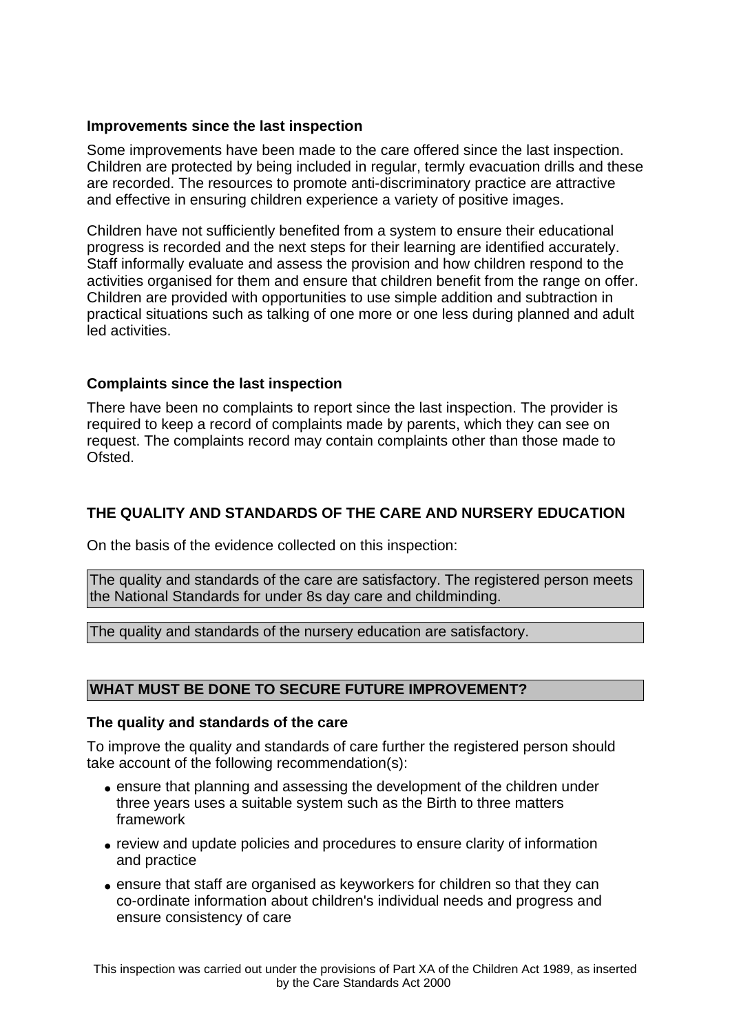### Improvements since the last inspection

Some improvements have been made to the care offered since the last inspection. Children are protected by being included in regular, termly evacuation drills and these are recorded. The resources to promote anti-discriminatory practice are attractive and effective in ensuring children experience a variety of positive images.

Children have not sufficiently benefited from a system to ensure their educational progress is recorded and the next steps for their learning are identified accurately. Staff informally evaluate and assess the provision and how children respond to the activities organised for them and ensure that children benefit from the range on offer. Children are provided with opportunities to use simple addition and subtraction in practical situations such as talking of one more or one less during planned and adult led activities.

### Complaints since the last inspection

There have been no complaints to report since the last inspection. The provider is required to keep a record of complaints made by parents, which they can see on request. The complaints record may contain complaints other than those made to Ofsted.

## THE QUALITY AND STANDARDS OF THE CARE AND NURSERY EDUCATION

On the basis of the evidence collected on this inspection:

The quality and standards of the care are satisfactory. The registered person meets the National Standards for under 8s day care and childminding.

The quality and standards of the nursery education are satisfactory.

## WHAT MUST BE DONE TO SECURE FUTURE IMPROVEMENT?

### The quality and standards of the care

To improve the quality and standards of care further the registered person should take account of the following recommendation(s):

- ensure that planning and assessing the development of the children under three years uses a suitable system such as the Birth to three matters framework
- review and update policies and procedures to ensure clarity of information and practice
- ensure that staff are organised as keyworkers for children so that they can co-ordinate information about children's individual needs and progress and ensure consistency of care

This inspection was carried out under the provisions of Part XA of the Children Act 1989, as inserted by the Care Standards Act 2000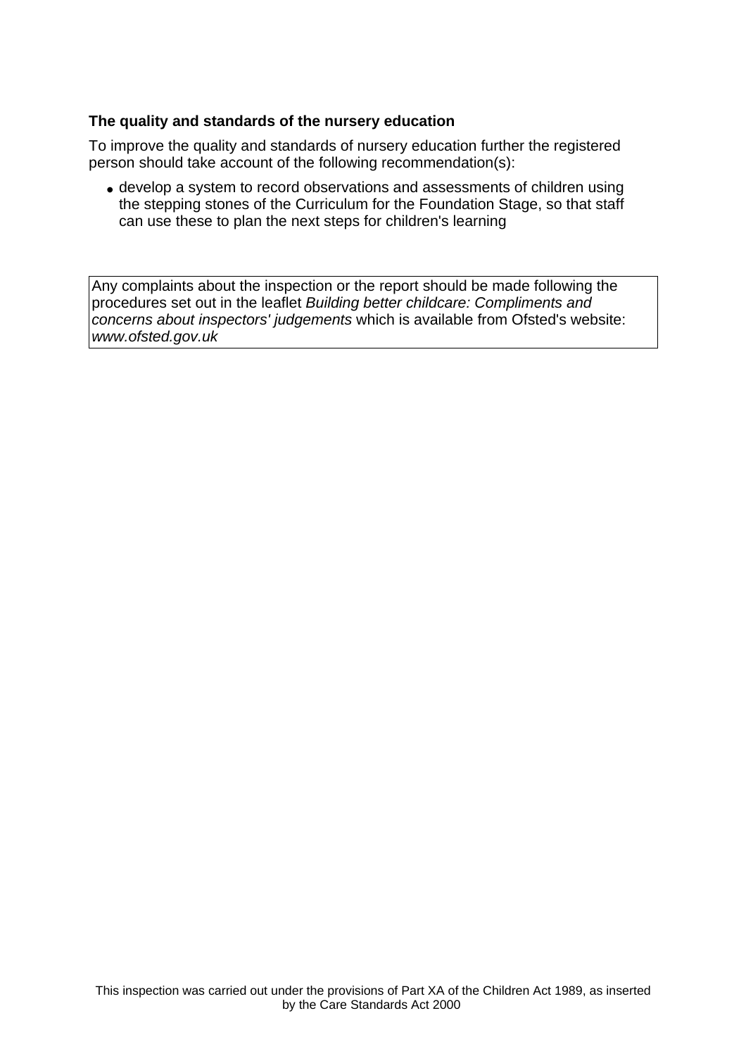### The quality and standards of the nursery education

To improve the quality and standards of nursery education further the registered person should take account of the following recommendation(s):

- develop a system to record observations and assessments of children using the stepping stones of the Curriculum for the Foundation Stage, so that staff can use these to plan the next steps for children's learning

Any complaints about the inspection or the report should be made following the procedures set out in the leaflet *Building better childcare: Compliments and concerns about inspectors' judgements* which is available from Ofsted's website: *www.ofsted.gov.uk*

This inspection was carried out under the provisions of Part XA of the Children Act 1989, as inserted by the Care Standards Act 2000